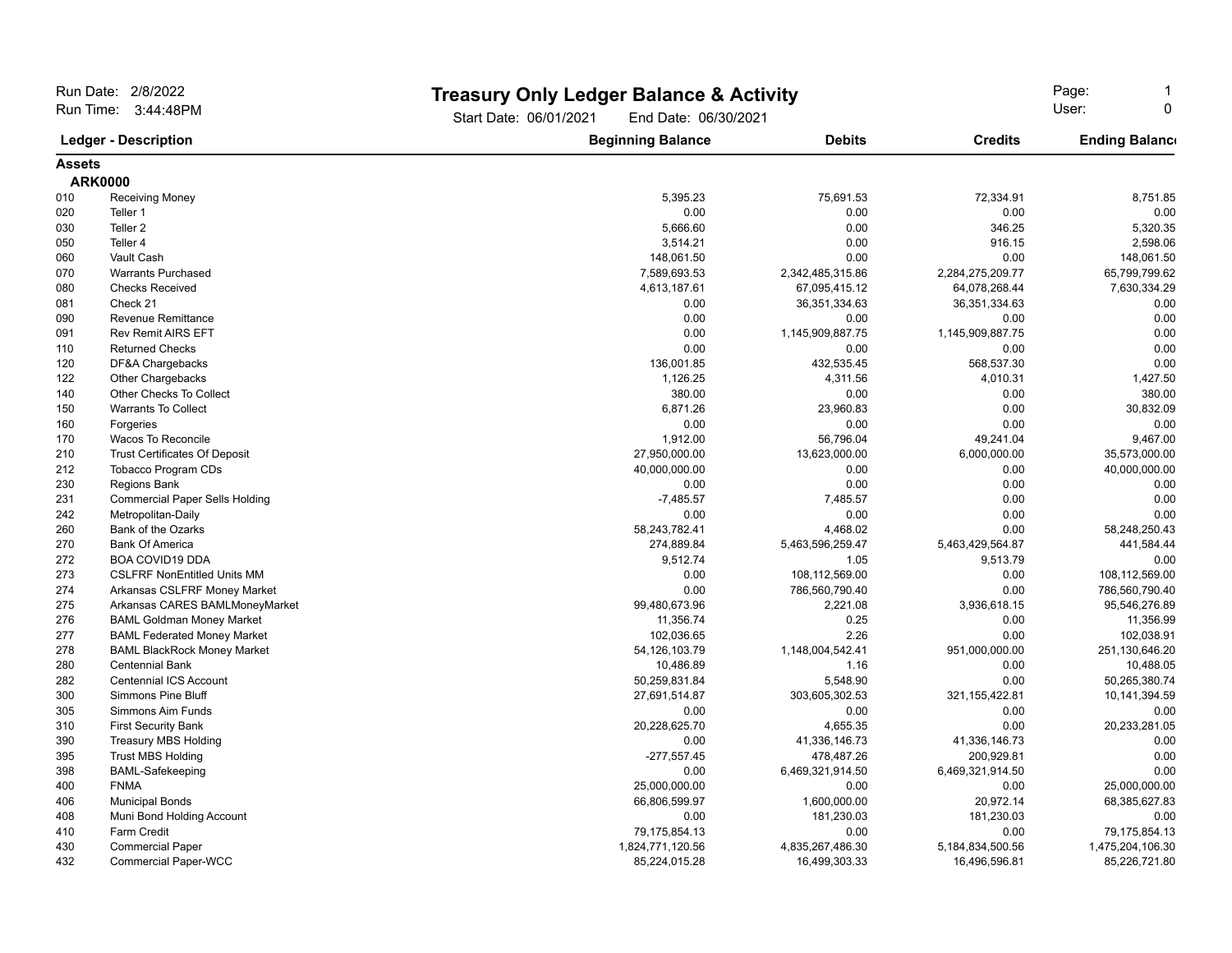# Treasury Only Ledger Balance & Activity

Run Date: 2/8/2022
Run Time: 3:44:48PM

Start Date: 06/01/2021 End Date: 06/30/2021

User: 0

| Ledger - Description | | Beginning Balance | Debits | Credits | Ending Balance |
|---|---|---|---|---|---|
| **Assets** | | | | | |
| **ARK0000** | | | | | |
| 010 | Receiving Money | 5,395.23 | 75,691.53 | 72,334.91 | 8,751.85 |
| 020 | Teller 1 | 0.00 | 0.00 | 0.00 | 0.00 |
| 030 | Teller 2 | 5,666.60 | 0.00 | 346.25 | 5,320.35 |
| 050 | Teller 4 | 3,514.21 | 0.00 | 916.15 | 2,598.06 |
| 060 | Vault Cash | 148,061.50 | 0.00 | 0.00 | 148,061.50 |
| 070 | Warrants Purchased | 7,589,693.53 | 2,342,485,315.86 | 2,284,275,209.77 | 65,799,799.62 |
| 080 | Checks Received | 4,613,187.61 | 67,095,415.12 | 64,078,268.44 | 7,630,334.29 |
| 081 | Check 21 | 0.00 | 36,351,334.63 | 36,351,334.63 | 0.00 |
| 090 | Revenue Remittance | 0.00 | 0.00 | 0.00 | 0.00 |
| 091 | Rev Remit AIRS EFT | 0.00 | 1,145,909,887.75 | 1,145,909,887.75 | 0.00 |
| 110 | Returned Checks | 0.00 | 0.00 | 0.00 | 0.00 |
| 120 | DF&A Chargebacks | 136,001.85 | 432,535.45 | 568,537.30 | 0.00 |
| 122 | Other Chargebacks | 1,126.25 | 4,311.56 | 4,010.31 | 1,427.50 |
| 140 | Other Checks To Collect | 380.00 | 0.00 | 0.00 | 380.00 |
| 150 | Warrants To Collect | 6,871.26 | 23,960.83 | 0.00 | 30,832.09 |
| 160 | Forgeries | 0.00 | 0.00 | 0.00 | 0.00 |
| 170 | Wacos To Reconcile | 1,912.00 | 56,796.04 | 49,241.04 | 9,467.00 |
| 210 | Trust Certificates Of Deposit | 27,950,000.00 | 13,623,000.00 | 6,000,000.00 | 35,573,000.00 |
| 212 | Tobacco Program CDs | 40,000,000.00 | 0.00 | 0.00 | 40,000,000.00 |
| 230 | Regions Bank | 0.00 | 0.00 | 0.00 | 0.00 |
| 231 | Commercial Paper Sells Holding | -7,485.57 | 7,485.57 | 0.00 | 0.00 |
| 242 | Metropolitan-Daily | 0.00 | 0.00 | 0.00 | 0.00 |
| 260 | Bank of the Ozarks | 58,243,782.41 | 4,468.02 | 0.00 | 58,248,250.43 |
| 270 | Bank Of America | 274,889.84 | 5,463,596,259.47 | 5,463,429,564.87 | 441,584.44 |
| 272 | BOA COVID19 DDA | 9,512.74 | 1.05 | 9,513.79 | 0.00 |
| 273 | CSLFRF NonEntitled Units MM | 0.00 | 108,112,569.00 | 0.00 | 108,112,569.00 |
| 274 | Arkansas CSLFRF Money Market | 0.00 | 786,560,790.40 | 0.00 | 786,560,790.40 |
| 275 | Arkansas CARES BAMLMoneyMarket | 99,480,673.96 | 2,221.08 | 3,936,618.15 | 95,546,276.89 |
| 276 | BAML Goldman Money Market | 11,356.74 | 0.25 | 0.00 | 11,356.99 |
| 277 | BAML Federated Money Market | 102,036.65 | 2.26 | 0.00 | 102,038.91 |
| 278 | BAML BlackRock Money Market | 54,126,103.79 | 1,148,004,542.41 | 951,000,000.00 | 251,130,646.20 |
| 280 | Centennial Bank | 10,486.89 | 1.16 | 0.00 | 10,488.05 |
| 282 | Centennial ICS Account | 50,259,831.84 | 5,548.90 | 0.00 | 50,265,380.74 |
| 300 | Simmons Pine Bluff | 27,691,514.87 | 303,605,302.53 | 321,155,422.81 | 10,141,394.59 |
| 305 | Simmons Aim Funds | 0.00 | 0.00 | 0.00 | 0.00 |
| 310 | First Security Bank | 20,228,625.70 | 4,655.35 | 0.00 | 20,233,281.05 |
| 390 | Treasury MBS Holding | 0.00 | 41,336,146.73 | 41,336,146.73 | 0.00 |
| 395 | Trust MBS Holding | -277,557.45 | 478,487.26 | 200,929.81 | 0.00 |
| 398 | BAML-Safekeeping | 0.00 | 6,469,321,914.50 | 6,469,321,914.50 | 0.00 |
| 400 | FNMA | 25,000,000.00 | 0.00 | 0.00 | 25,000,000.00 |
| 406 | Municipal Bonds | 66,806,599.97 | 1,600,000.00 | 20,972.14 | 68,385,627.83 |
| 408 | Muni Bond Holding Account | 0.00 | 181,230.03 | 181,230.03 | 0.00 |
| 410 | Farm Credit | 79,175,854.13 | 0.00 | 0.00 | 79,175,854.13 |
| 430 | Commercial Paper | 1,824,771,120.56 | 4,835,267,486.30 | 5,184,834,500.56 | 1,475,204,106.30 |
| 432 | Commercial Paper-WCC | 85,224,015.28 | 16,499,303.33 | 16,496,596.81 | 85,226,721.80 |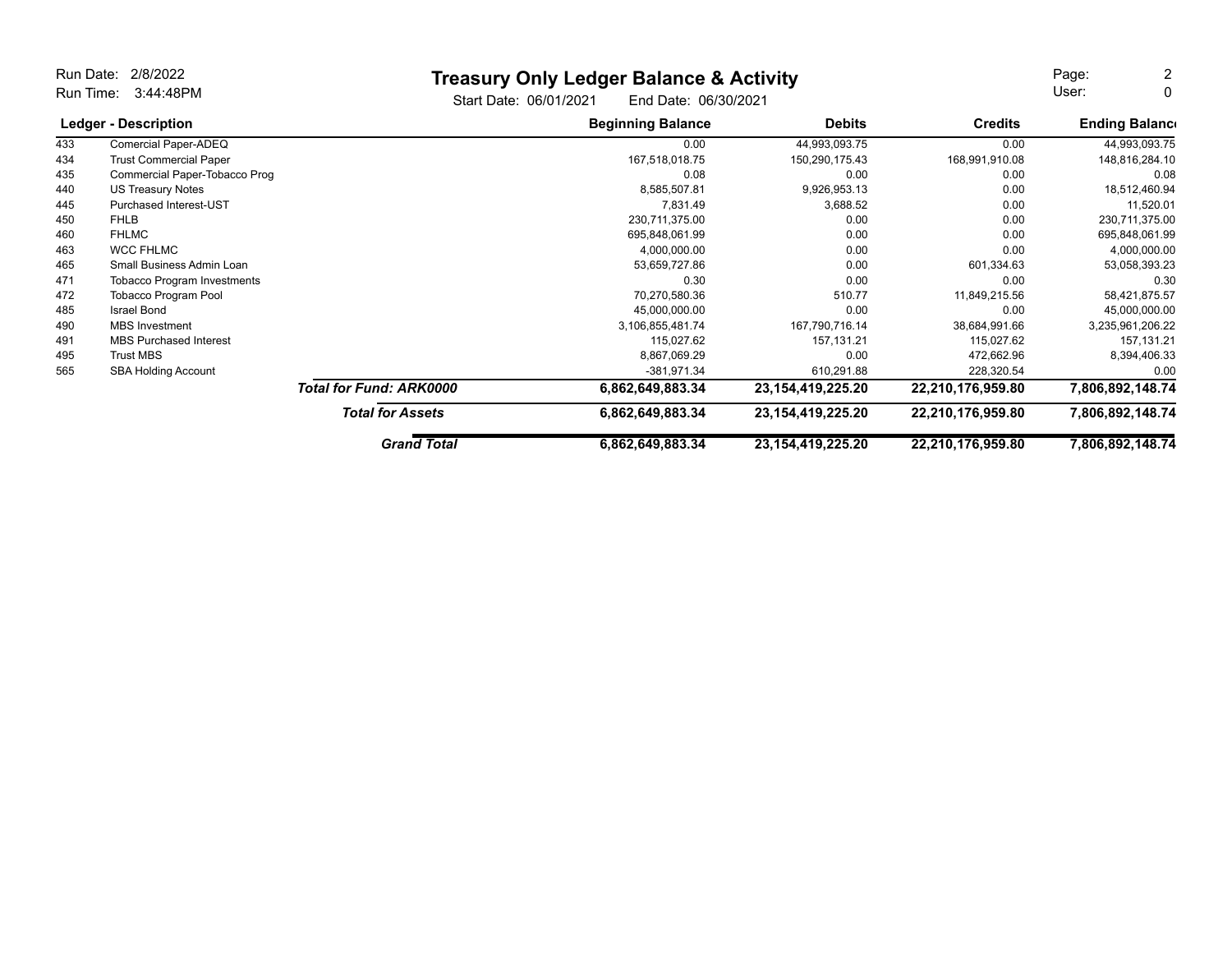Run Date: 2/8/2022
Run Time: 3:44:48PM

# Treasury Only Ledger Balance & Activity

Start Date: 06/01/2021 End Date: 06/30/2021

User: 0

| Ledger | Description | | Beginning Balance | Debits | Credits | Ending Balance |
|---|---|---|---|---|---|---|
| 433 | Comercial Paper-ADEQ | | 0.00 | 44,993,093.75 | 0.00 | 44,993,093.75 |
| 434 | Trust Commercial Paper | | 167,518,018.75 | 150,290,175.43 | 168,991,910.08 | 148,816,284.10 |
| 435 | Commercial Paper-Tobacco Prog | | 0.08 | 0.00 | 0.00 | 0.08 |
| 440 | US Treasury Notes | | 8,585,507.81 | 9,926,953.13 | 0.00 | 18,512,460.94 |
| 445 | Purchased Interest-UST | | 7,831.49 | 3,688.52 | 0.00 | 11,520.01 |
| 450 | FHLB | | 230,711,375.00 | 0.00 | 0.00 | 230,711,375.00 |
| 460 | FHLMC | | 695,848,061.99 | 0.00 | 0.00 | 695,848,061.99 |
| 463 | WCC FHLMC | | 4,000,000.00 | 0.00 | 0.00 | 4,000,000.00 |
| 465 | Small Business Admin Loan | | 53,659,727.86 | 0.00 | 601,334.63 | 53,058,393.23 |
| 471 | Tobacco Program Investments | | 0.30 | 0.00 | 0.00 | 0.30 |
| 472 | Tobacco Program Pool | | 70,270,580.36 | 510.77 | 11,849,215.56 | 58,421,875.57 |
| 485 | Israel Bond | | 45,000,000.00 | 0.00 | 0.00 | 45,000,000.00 |
| 490 | MBS Investment | | 3,106,855,481.74 | 167,790,716.14 | 38,684,991.66 | 3,235,961,206.22 |
| 491 | MBS Purchased Interest | | 115,027.62 | 157,131.21 | 115,027.62 | 157,131.21 |
| 495 | Trust MBS | | 8,867,069.29 | 0.00 | 472,662.96 | 8,394,406.33 |
| 565 | SBA Holding Account | | -381,971.34 | 610,291.88 | 228,320.54 | 0.00 |
| | | ***Total for Fund: ARK0000*** | **6,862,649,883.34** | **23,154,419,225.20** | **22,210,176,959.80** | **7,806,892,148.74** |
| | | ***Total for Assets*** | **6,862,649,883.34** | **23,154,419,225.20** | **22,210,176,959.80** | **7,806,892,148.74** |
| | | ***Grand Total*** | **6,862,649,883.34** | **23,154,419,225.20** | **22,210,176,959.80** | **7,806,892,148.74** |